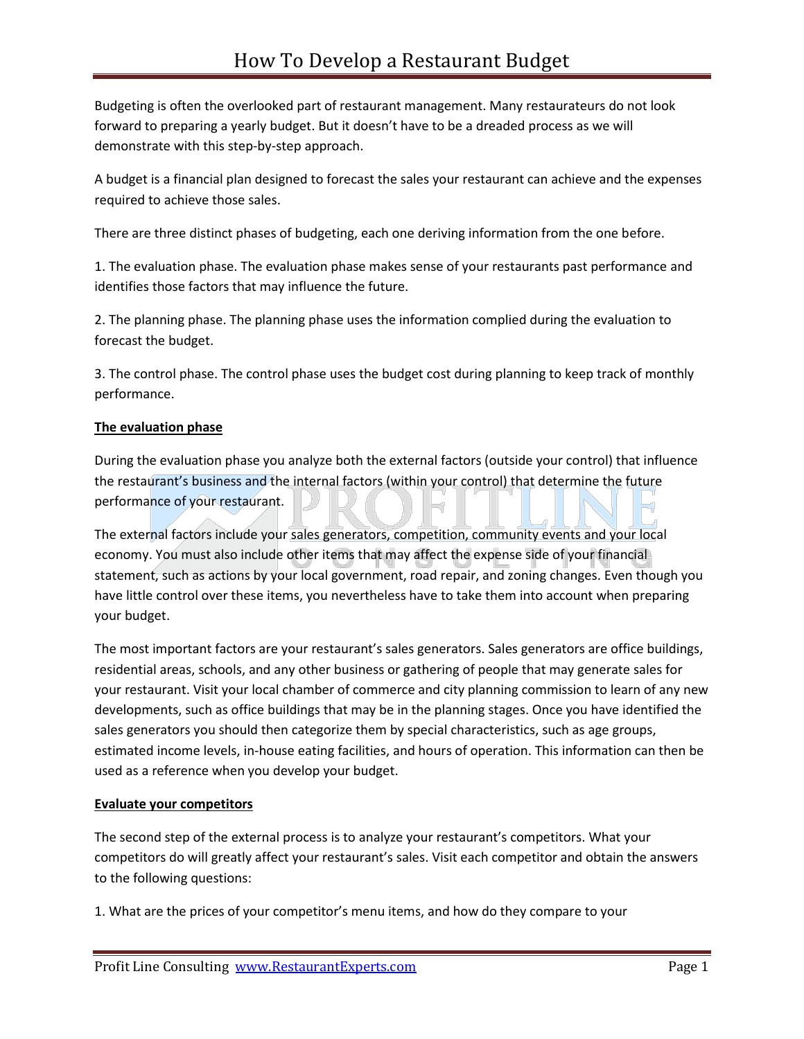# How To Develop a Restaurant Budget

Budgeting is often the overlooked part of restaurant management. Many restaurateurs do not look forward to preparing a yearly budget. But it doesn't have to be a dreaded process as we will demonstrate with this step-by-step approach.

A budget is a financial plan designed to forecast the sales your restaurant can achieve and the expenses required to achieve those sales.

There are three distinct phases of budgeting, each one deriving information from the one before.

1. The evaluation phase. The evaluation phase makes sense of your restaurants past performance and identifies those factors that may influence the future.

2. The planning phase. The planning phase uses the information complied during the evaluation to forecast the budget.

3. The control phase. The control phase uses the budget cost during planning to keep track of monthly performance.

**The evaluation phase**

During the evaluation phase you analyze both the external factors (outside your control) that influence the restaurant's business and the internal factors (within your control) that determine the future performance of your restaurant.

The external factors include your sales generators, competition, community events and your local economy. You must also include other items that may affect the expense side of your financial statement, such as actions by your local government, road repair, and zoning changes. Even though you have little control over these items, you nevertheless have to take them into account when preparing your budget.

The most important factors are your restaurant's sales generators. Sales generators are office buildings, residential areas, schools, and any other business or gathering of people that may generate sales for your restaurant. Visit your local chamber of commerce and city planning commission to learn of any new developments, such as office buildings that may be in the planning stages. Once you have identified the sales generators you should then categorize them by special characteristics, such as age groups, estimated income levels, in-house eating facilities, and hours of operation. This information can then be used as a reference when you develop your budget.

**Evaluate your competitors**

The second step of the external process is to analyze your restaurant's competitors. What your competitors do will greatly affect your restaurant's sales. Visit each competitor and obtain the answers to the following questions:

1. What are the prices of your competitor's menu items, and how do they compare to your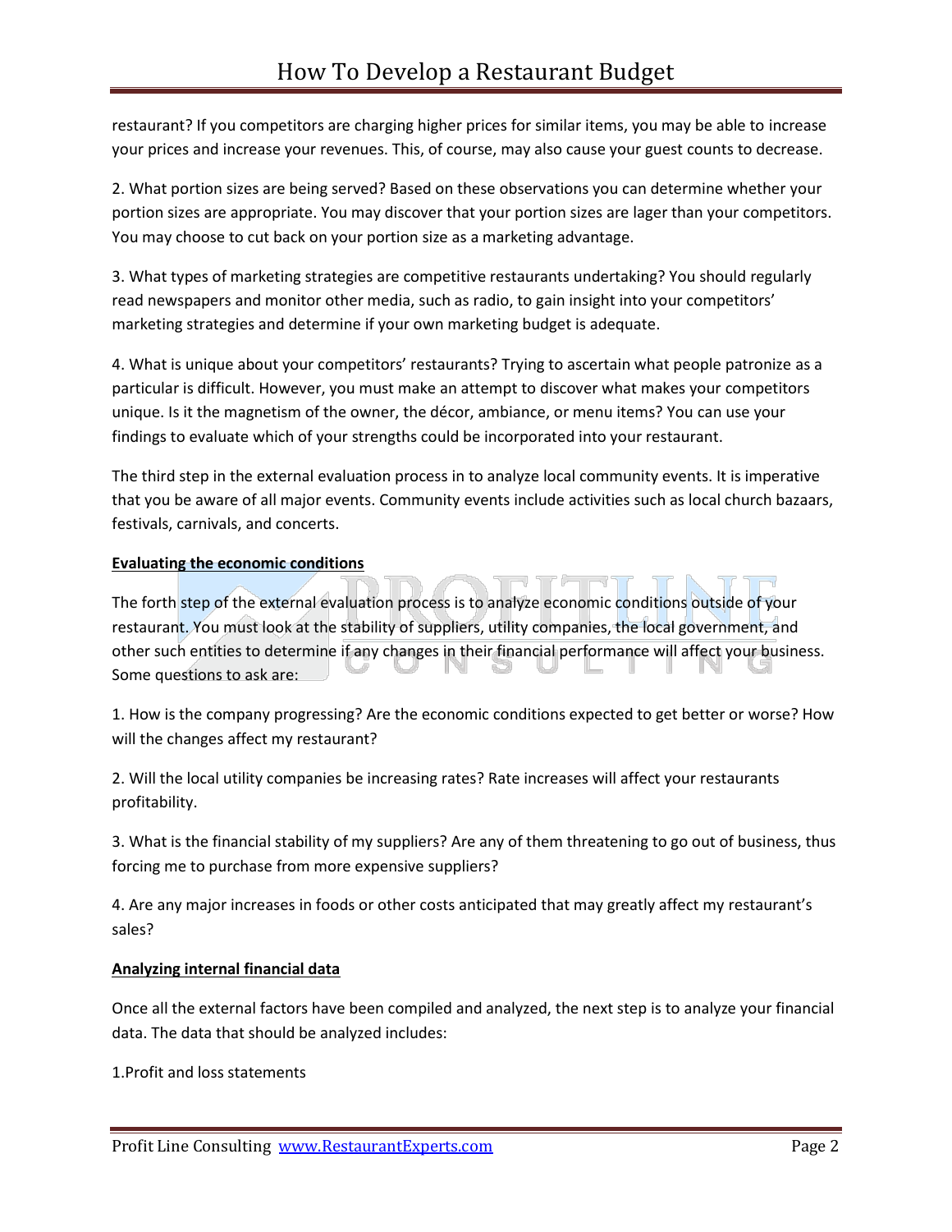restaurant? If you competitors are charging higher prices for similar items, you may be able to increase your prices and increase your revenues. This, of course, may also cause your guest counts to decrease.

2. What portion sizes are being served? Based on these observations you can determine whether your portion sizes are appropriate. You may discover that your portion sizes are lager than your competitors. You may choose to cut back on your portion size as a marketing advantage.

3. What types of marketing strategies are competitive restaurants undertaking? You should regularly read newspapers and monitor other media, such as radio, to gain insight into your competitors' marketing strategies and determine if your own marketing budget is adequate.

4. What is unique about your competitors' restaurants? Trying to ascertain what people patronize as a particular is difficult. However, you must make an attempt to discover what makes your competitors unique. Is it the magnetism of the owner, the décor, ambiance, or menu items? You can use your findings to evaluate which of your strengths could be incorporated into your restaurant.

The third step in the external evaluation process in to analyze local community events. It is imperative that you be aware of all major events. Community events include activities such as local church bazaars, festivals, carnivals, and concerts.

**Evaluating the economic conditions**

The forth step of the external evaluation process is to analyze economic conditions outside of your restaurant. You must look at the stability of suppliers, utility companies, the local government, and other such entities to determine if any changes in their financial performance will affect your business. Some questions to ask are:

1. How is the company progressing? Are the economic conditions expected to get better or worse? How will the changes affect my restaurant?

2. Will the local utility companies be increasing rates? Rate increases will affect your restaurants profitability.

3. What is the financial stability of my suppliers? Are any of them threatening to go out of business, thus forcing me to purchase from more expensive suppliers?

4. Are any major increases in foods or other costs anticipated that may greatly affect my restaurant's sales?

**Analyzing internal financial data**

Once all the external factors have been compiled and analyzed, the next step is to analyze your financial data. The data that should be analyzed includes:

1.Profit and loss statements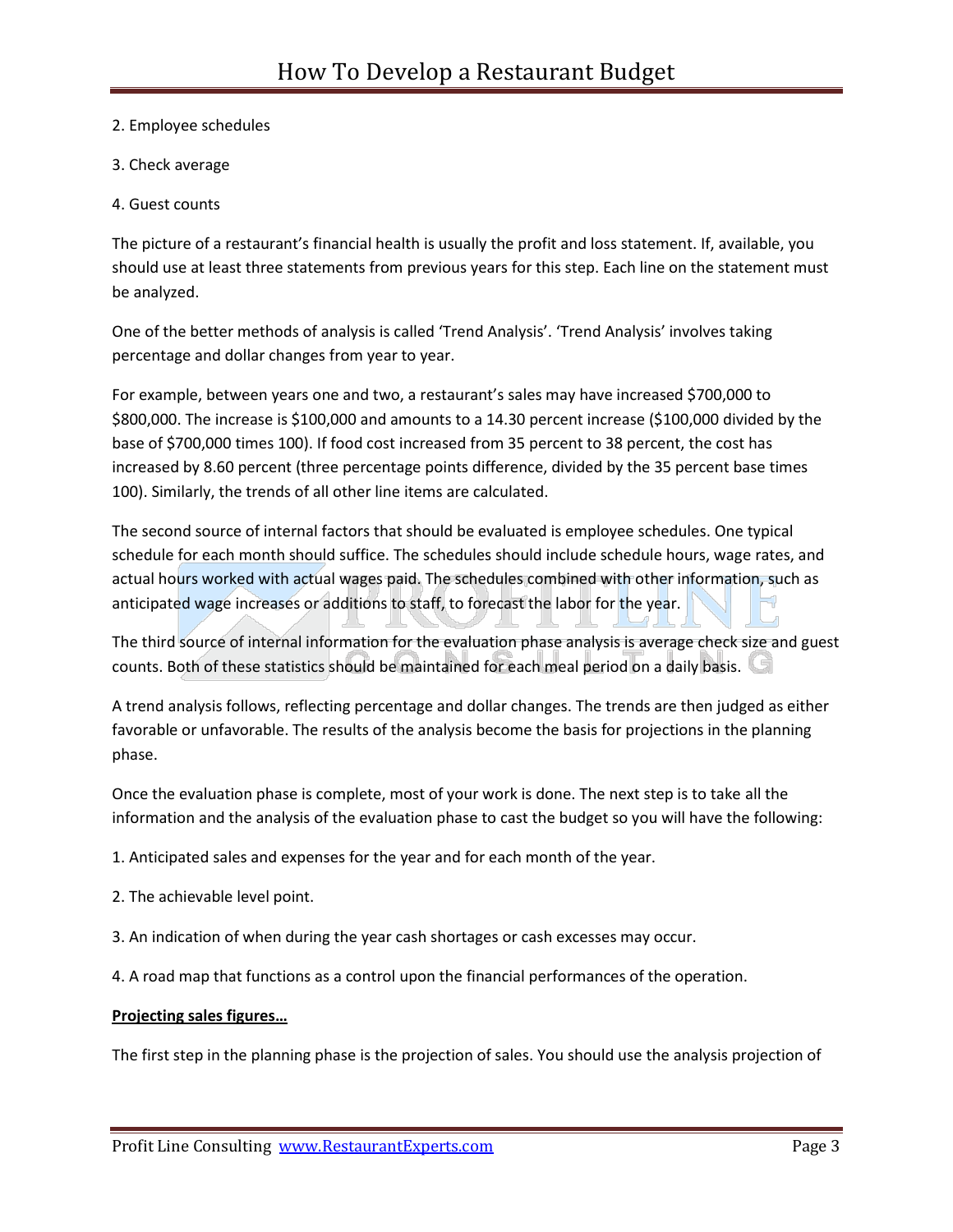2. Employee schedules

3. Check average

4. Guest counts

The picture of a restaurant's financial health is usually the profit and loss statement. If, available, you should use at least three statements from previous years for this step. Each line on the statement must be analyzed.

One of the better methods of analysis is called 'Trend Analysis'. 'Trend Analysis' involves taking percentage and dollar changes from year to year.

For example, between years one and two, a restaurant's sales may have increased $700,000 to $800,000. The increase is $100,000 and amounts to a 14.30 percent increase ($100,000 divided by the base of $700,000 times 100). If food cost increased from 35 percent to 38 percent, the cost has increased by 8.60 percent (three percentage points difference, divided by the 35 percent base times 100). Similarly, the trends of all other line items are calculated.

The second source of internal factors that should be evaluated is employee schedules. One typical schedule for each month should suffice. The schedules should include schedule hours, wage rates, and actual hours worked with actual wages paid. The schedules combined with other information, such as anticipated wage increases or additions to staff, to forecast the labor for the year.

The third source of internal information for the evaluation phase analysis is average check size and guest counts. Both of these statistics should be maintained for each meal period on a daily basis.

A trend analysis follows, reflecting percentage and dollar changes. The trends are then judged as either favorable or unfavorable. The results of the analysis become the basis for projections in the planning phase.

Once the evaluation phase is complete, most of your work is done. The next step is to take all the information and the analysis of the evaluation phase to cast the budget so you will have the following:

1. Anticipated sales and expenses for the year and for each month of the year.

2. The achievable level point.

3. An indication of when during the year cash shortages or cash excesses may occur.

4. A road map that functions as a control upon the financial performances of the operation.

**Projecting sales figures…**

The first step in the planning phase is the projection of sales. You should use the analysis projection of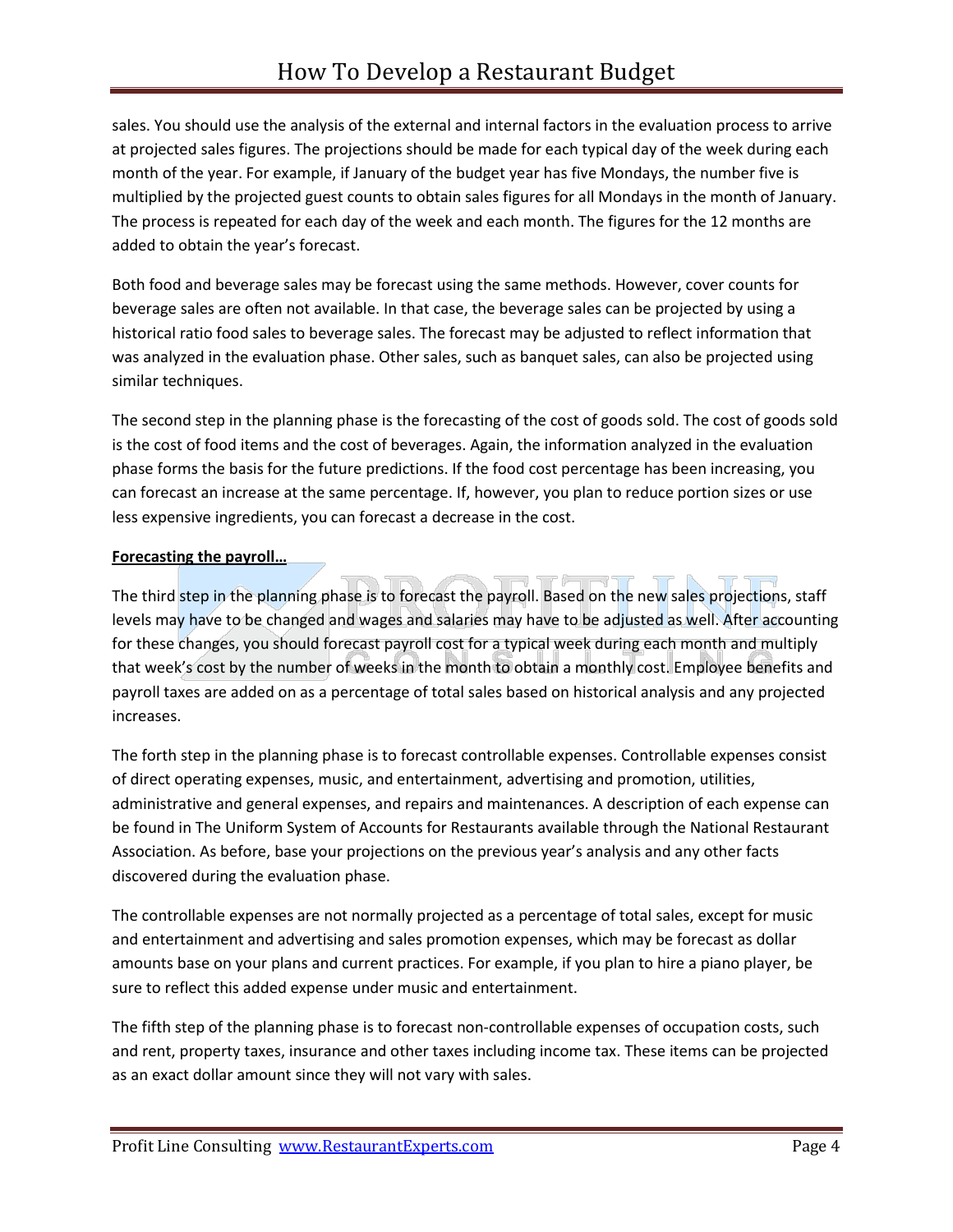sales. You should use the analysis of the external and internal factors in the evaluation process to arrive at projected sales figures. The projections should be made for each typical day of the week during each month of the year. For example, if January of the budget year has five Mondays, the number five is multiplied by the projected guest counts to obtain sales figures for all Mondays in the month of January. The process is repeated for each day of the week and each month. The figures for the 12 months are added to obtain the year's forecast.

Both food and beverage sales may be forecast using the same methods. However, cover counts for beverage sales are often not available. In that case, the beverage sales can be projected by using a historical ratio food sales to beverage sales. The forecast may be adjusted to reflect information that was analyzed in the evaluation phase. Other sales, such as banquet sales, can also be projected using similar techniques.

The second step in the planning phase is the forecasting of the cost of goods sold. The cost of goods sold is the cost of food items and the cost of beverages. Again, the information analyzed in the evaluation phase forms the basis for the future predictions. If the food cost percentage has been increasing, you can forecast an increase at the same percentage. If, however, you plan to reduce portion sizes or use less expensive ingredients, you can forecast a decrease in the cost.

**Forecasting the payroll…**

The third step in the planning phase is to forecast the payroll. Based on the new sales projections, staff levels may have to be changed and wages and salaries may have to be adjusted as well. After accounting for these changes, you should forecast payroll cost for a typical week during each month and multiply that week's cost by the number of weeks in the month to obtain a monthly cost. Employee benefits and payroll taxes are added on as a percentage of total sales based on historical analysis and any projected increases.

The forth step in the planning phase is to forecast controllable expenses. Controllable expenses consist of direct operating expenses, music, and entertainment, advertising and promotion, utilities, administrative and general expenses, and repairs and maintenances. A description of each expense can be found in The Uniform System of Accounts for Restaurants available through the National Restaurant Association. As before, base your projections on the previous year's analysis and any other facts discovered during the evaluation phase.

The controllable expenses are not normally projected as a percentage of total sales, except for music and entertainment and advertising and sales promotion expenses, which may be forecast as dollar amounts base on your plans and current practices. For example, if you plan to hire a piano player, be sure to reflect this added expense under music and entertainment.

The fifth step of the planning phase is to forecast non-controllable expenses of occupation costs, such and rent, property taxes, insurance and other taxes including income tax. These items can be projected as an exact dollar amount since they will not vary with sales.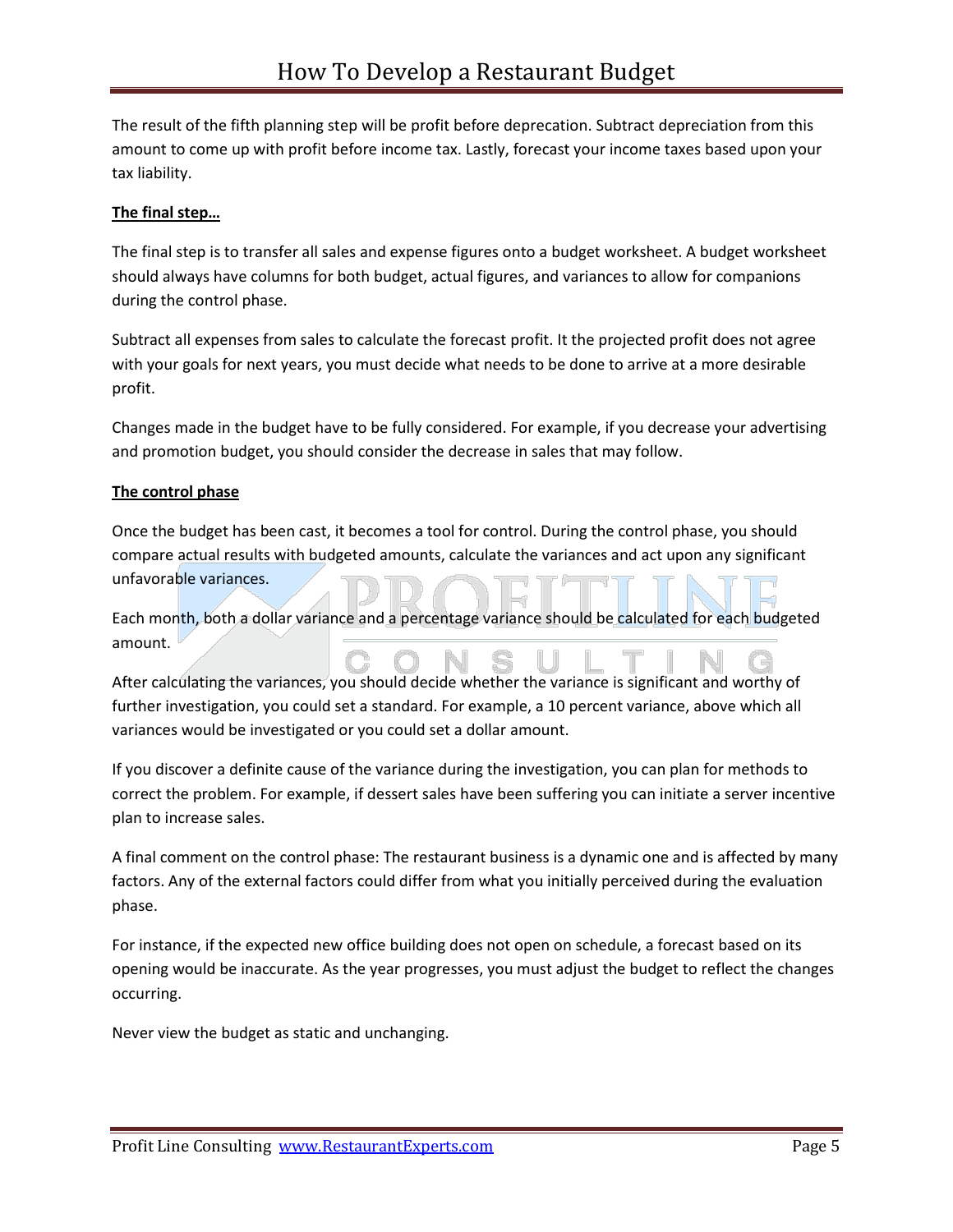The result of the fifth planning step will be profit before deprecation. Subtract depreciation from this amount to come up with profit before income tax. Lastly, forecast your income taxes based upon your tax liability.

**The final step…**

The final step is to transfer all sales and expense figures onto a budget worksheet. A budget worksheet should always have columns for both budget, actual figures, and variances to allow for companions during the control phase.

Subtract all expenses from sales to calculate the forecast profit. It the projected profit does not agree with your goals for next years, you must decide what needs to be done to arrive at a more desirable profit.

Changes made in the budget have to be fully considered. For example, if you decrease your advertising and promotion budget, you should consider the decrease in sales that may follow.

**The control phase**

Once the budget has been cast, it becomes a tool for control. During the control phase, you should compare actual results with budgeted amounts, calculate the variances and act upon any significant unfavorable variances.

Each month, both a dollar variance and a percentage variance should be calculated for each budgeted amount.

After calculating the variances, you should decide whether the variance is significant and worthy of further investigation, you could set a standard. For example, a 10 percent variance, above which all variances would be investigated or you could set a dollar amount.

If you discover a definite cause of the variance during the investigation, you can plan for methods to correct the problem. For example, if dessert sales have been suffering you can initiate a server incentive plan to increase sales.

A final comment on the control phase: The restaurant business is a dynamic one and is affected by many factors. Any of the external factors could differ from what you initially perceived during the evaluation phase.

For instance, if the expected new office building does not open on schedule, a forecast based on its opening would be inaccurate. As the year progresses, you must adjust the budget to reflect the changes occurring.

Never view the budget as static and unchanging.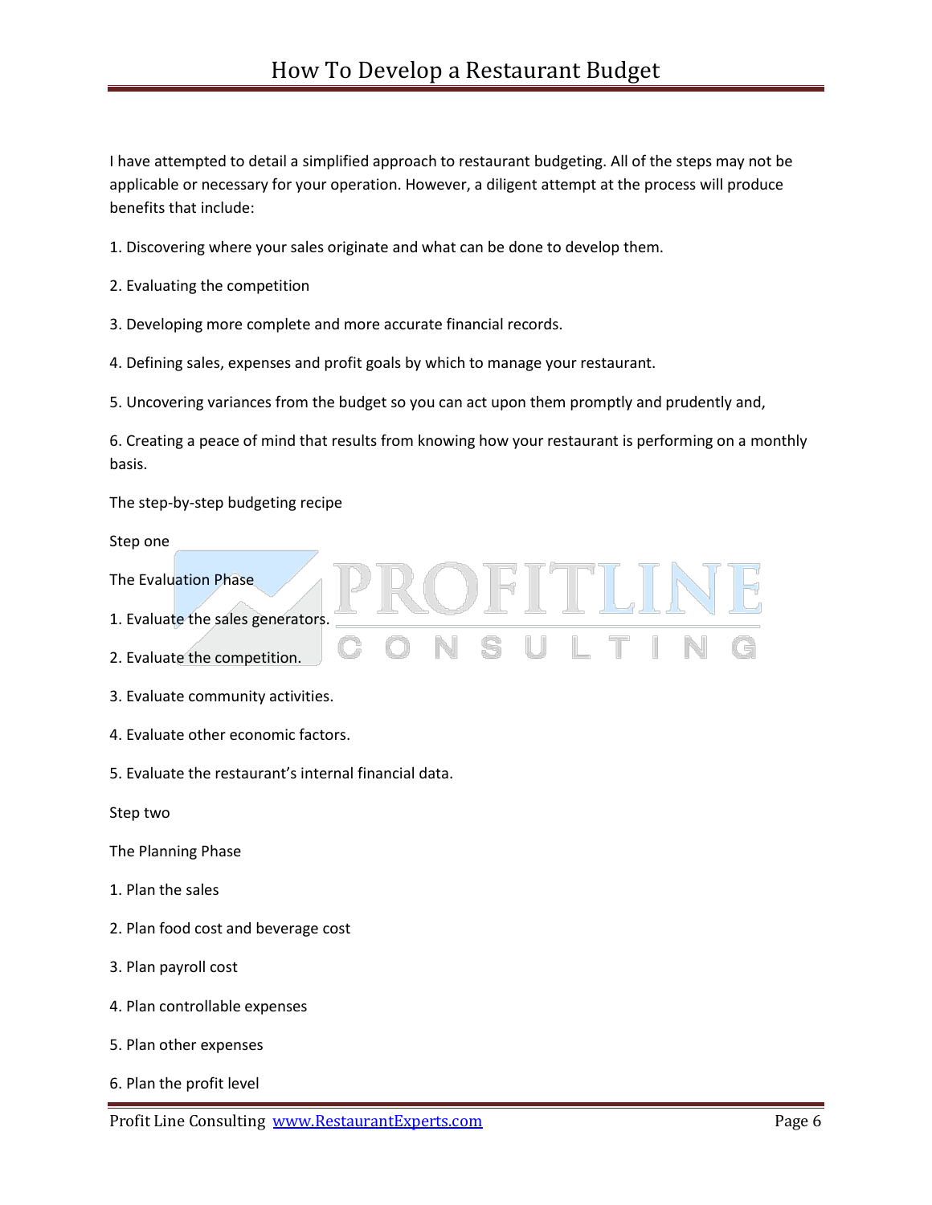I have attempted to detail a simplified approach to restaurant budgeting. All of the steps may not be applicable or necessary for your operation. However, a diligent attempt at the process will produce benefits that include:

1. Discovering where your sales originate and what can be done to develop them.

2. Evaluating the competition

3. Developing more complete and more accurate financial records.

4. Defining sales, expenses and profit goals by which to manage your restaurant.

5. Uncovering variances from the budget so you can act upon them promptly and prudently and,

6. Creating a peace of mind that results from knowing how your restaurant is performing on a monthly basis.

The step-by-step budgeting recipe

Step one

The Evaluation Phase

1. Evaluate the sales generators.

2. Evaluate the competition.

3. Evaluate community activities.

4. Evaluate other economic factors.

5. Evaluate the restaurant's internal financial data.

Step two

The Planning Phase

1. Plan the sales

2. Plan food cost and beverage cost

3. Plan payroll cost

4. Plan controllable expenses

5. Plan other expenses

6. Plan the profit level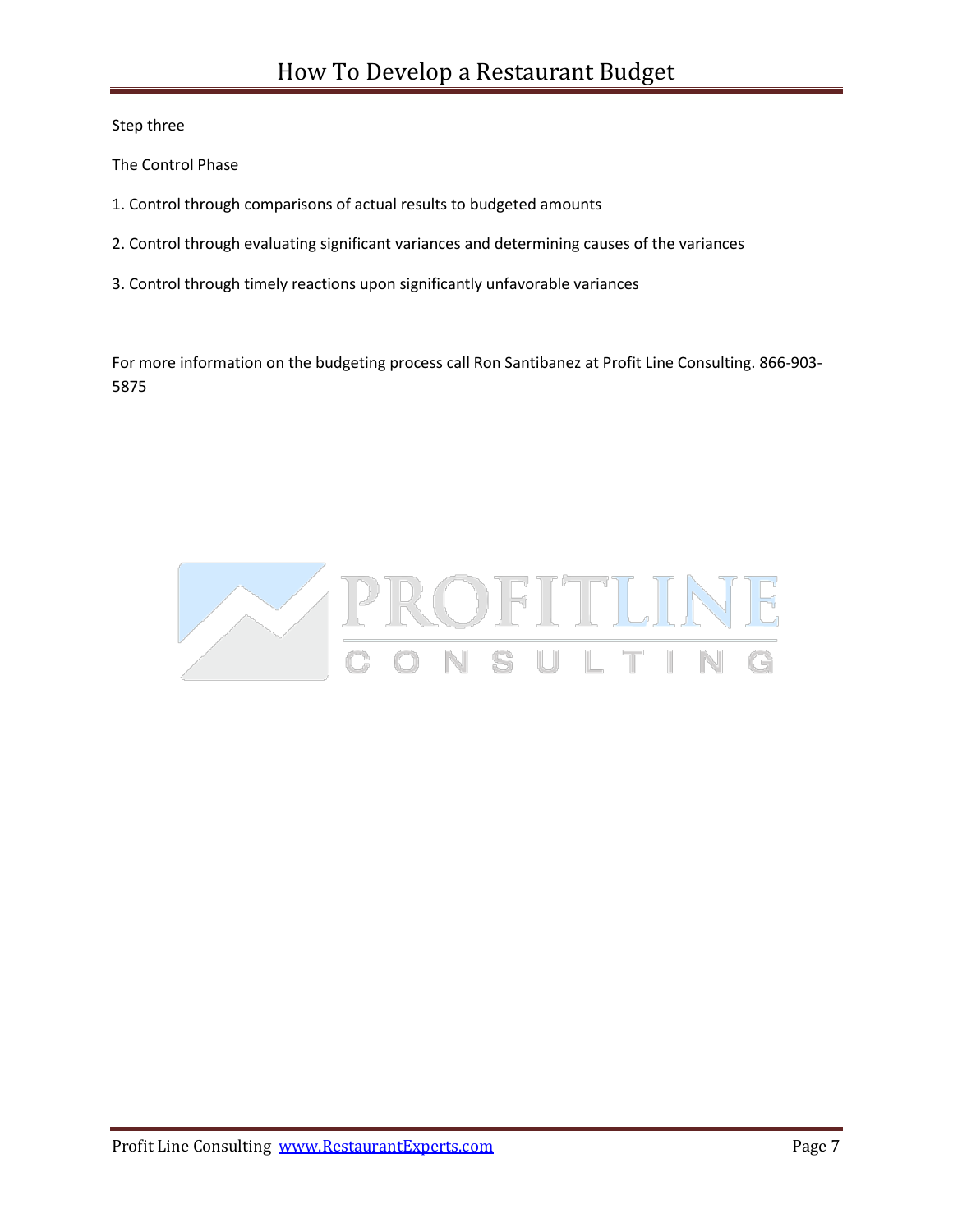Step three

The Control Phase

1. Control through comparisons of actual results to budgeted amounts

2. Control through evaluating significant variances and determining causes of the variances

3. Control through timely reactions upon significantly unfavorable variances

For more information on the budgeting process call Ron Santibanez at Profit Line Consulting. 866-903-5875

PROFITLINE

CONSULTING